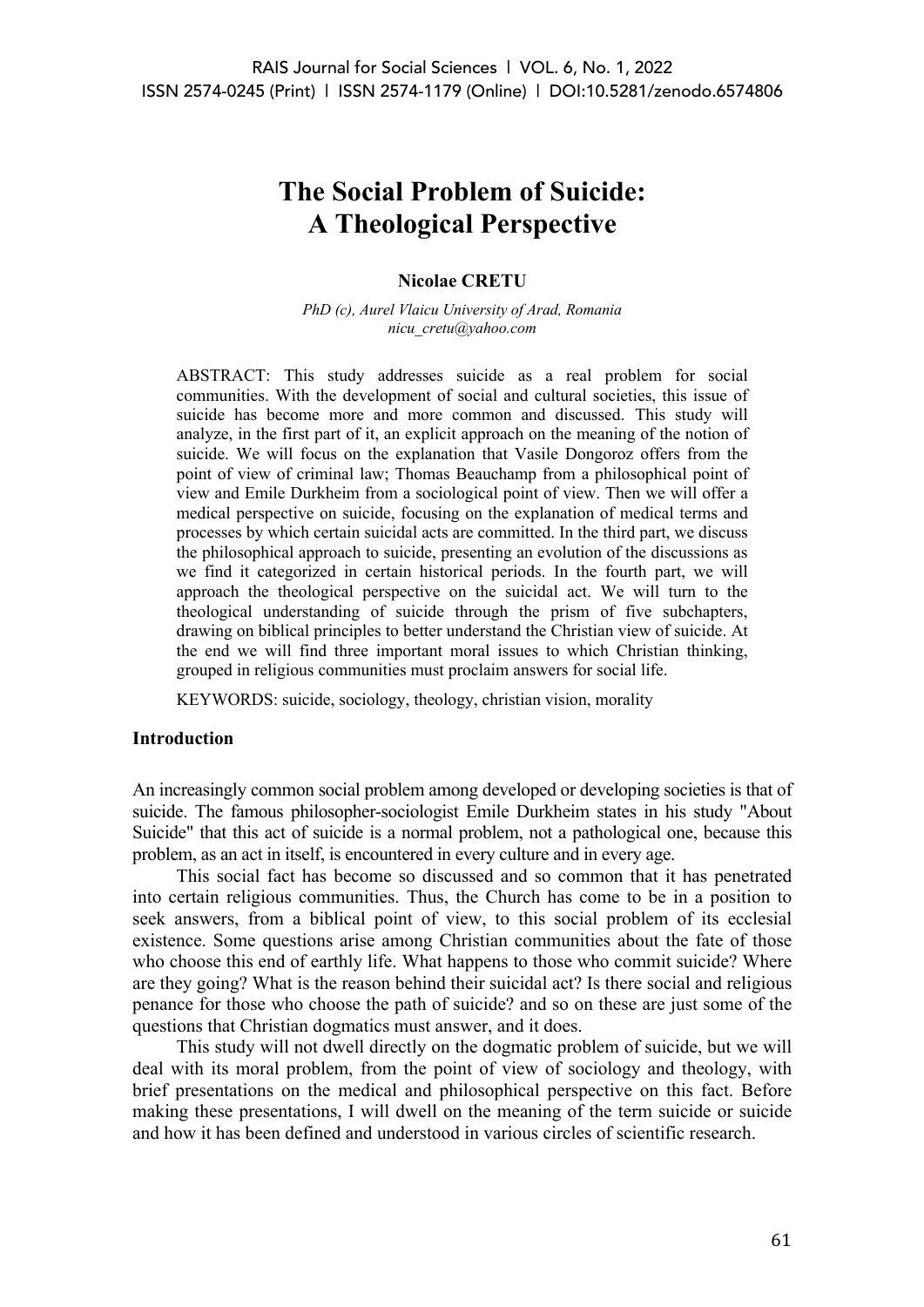# The Social Problem of Suicide: A Theological Perspective

**Nicolae CRETU**

*PhD (c), Aurel Vlaicu University of Arad, Romania*
*nicu_cretu@yahoo.com*

ABSTRACT: This study addresses suicide as a real problem for social communities. With the development of social and cultural societies, this issue of suicide has become more and more common and discussed. This study will analyze, in the first part of it, an explicit approach on the meaning of the notion of suicide. We will focus on the explanation that Vasile Dongoroz offers from the point of view of criminal law; Thomas Beauchamp from a philosophical point of view and Emile Durkheim from a sociological point of view. Then we will offer a medical perspective on suicide, focusing on the explanation of medical terms and processes by which certain suicidal acts are committed. In the third part, we discuss the philosophical approach to suicide, presenting an evolution of the discussions as we find it categorized in certain historical periods. In the fourth part, we will approach the theological perspective on the suicidal act. We will turn to the theological understanding of suicide through the prism of five subchapters, drawing on biblical principles to better understand the Christian view of suicide. At the end we will find three important moral issues to which Christian thinking, grouped in religious communities must proclaim answers for social life.

KEYWORDS: suicide, sociology, theology, christian vision, morality

## Introduction

An increasingly common social problem among developed or developing societies is that of suicide. The famous philosopher-sociologist Emile Durkheim states in his study "About Suicide" that this act of suicide is a normal problem, not a pathological one, because this problem, as an act in itself, is encountered in every culture and in every age.

This social fact has become so discussed and so common that it has penetrated into certain religious communities. Thus, the Church has come to be in a position to seek answers, from a biblical point of view, to this social problem of its ecclesial existence. Some questions arise among Christian communities about the fate of those who choose this end of earthly life. What happens to those who commit suicide? Where are they going? What is the reason behind their suicidal act? Is there social and religious penance for those who choose the path of suicide? and so on these are just some of the questions that Christian dogmatics must answer, and it does.

This study will not dwell directly on the dogmatic problem of suicide, but we will deal with its moral problem, from the point of view of sociology and theology, with brief presentations on the medical and philosophical perspective on this fact. Before making these presentations, I will dwell on the meaning of the term suicide or suicide and how it has been defined and understood in various circles of scientific research.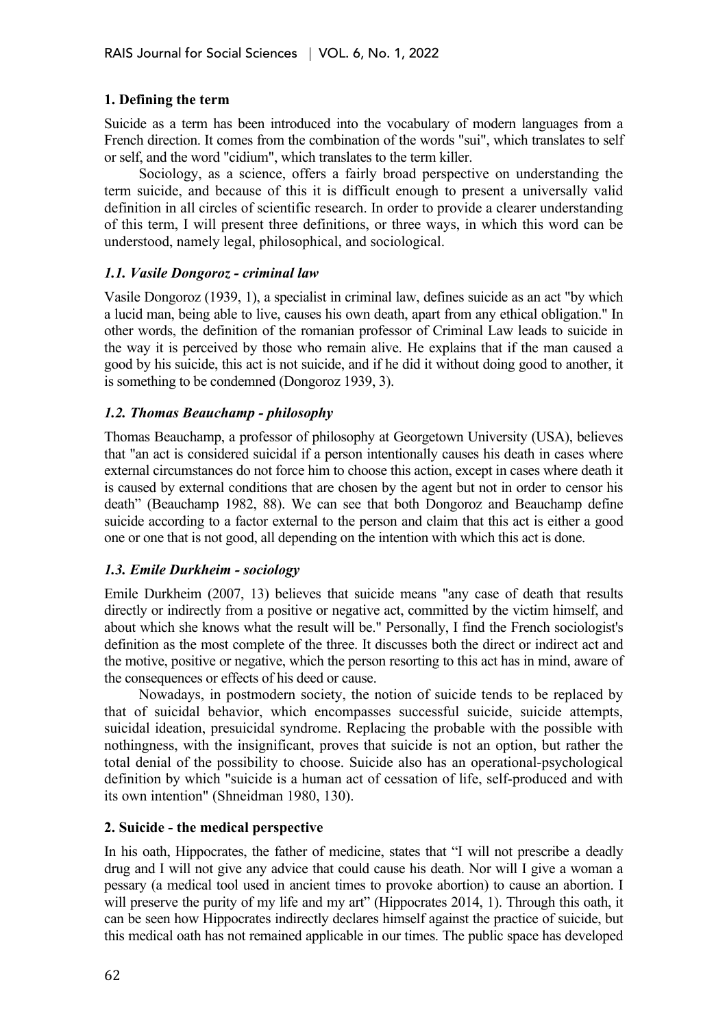## 1. Defining the term

Suicide as a term has been introduced into the vocabulary of modern languages from a French direction. It comes from the combination of the words "sui", which translates to self or self, and the word "cidium", which translates to the term killer.

Sociology, as a science, offers a fairly broad perspective on understanding the term suicide, and because of this it is difficult enough to present a universally valid definition in all circles of scientific research. In order to provide a clearer understanding of this term, I will present three definitions, or three ways, in which this word can be understood, namely legal, philosophical, and sociological.

### *1.1. Vasile Dongoroz - criminal law*

Vasile Dongoroz (1939, 1), a specialist in criminal law, defines suicide as an act "by which a lucid man, being able to live, causes his own death, apart from any ethical obligation." In other words, the definition of the romanian professor of Criminal Law leads to suicide in the way it is perceived by those who remain alive. He explains that if the man caused a good by his suicide, this act is not suicide, and if he did it without doing good to another, it is something to be condemned (Dongoroz 1939, 3).

### *1.2. Thomas Beauchamp - philosophy*

Thomas Beauchamp, a professor of philosophy at Georgetown University (USA), believes that "an act is considered suicidal if a person intentionally causes his death in cases where external circumstances do not force him to choose this action, except in cases where death it is caused by external conditions that are chosen by the agent but not in order to censor his death" (Beauchamp 1982, 88). We can see that both Dongoroz and Beauchamp define suicide according to a factor external to the person and claim that this act is either a good one or one that is not good, all depending on the intention with which this act is done.

### *1.3. Emile Durkheim - sociology*

Emile Durkheim (2007, 13) believes that suicide means "any case of death that results directly or indirectly from a positive or negative act, committed by the victim himself, and about which she knows what the result will be." Personally, I find the French sociologist's definition as the most complete of the three. It discusses both the direct or indirect act and the motive, positive or negative, which the person resorting to this act has in mind, aware of the consequences or effects of his deed or cause.

Nowadays, in postmodern society, the notion of suicide tends to be replaced by that of suicidal behavior, which encompasses successful suicide, suicide attempts, suicidal ideation, presuicidal syndrome. Replacing the probable with the possible with nothingness, with the insignificant, proves that suicide is not an option, but rather the total denial of the possibility to choose. Suicide also has an operational-psychological definition by which "suicide is a human act of cessation of life, self-produced and with its own intention" (Shneidman 1980, 130).

## 2. Suicide - the medical perspective

In his oath, Hippocrates, the father of medicine, states that "I will not prescribe a deadly drug and I will not give any advice that could cause his death. Nor will I give a woman a pessary (a medical tool used in ancient times to provoke abortion) to cause an abortion. I will preserve the purity of my life and my art" (Hippocrates 2014, 1). Through this oath, it can be seen how Hippocrates indirectly declares himself against the practice of suicide, but this medical oath has not remained applicable in our times. The public space has developed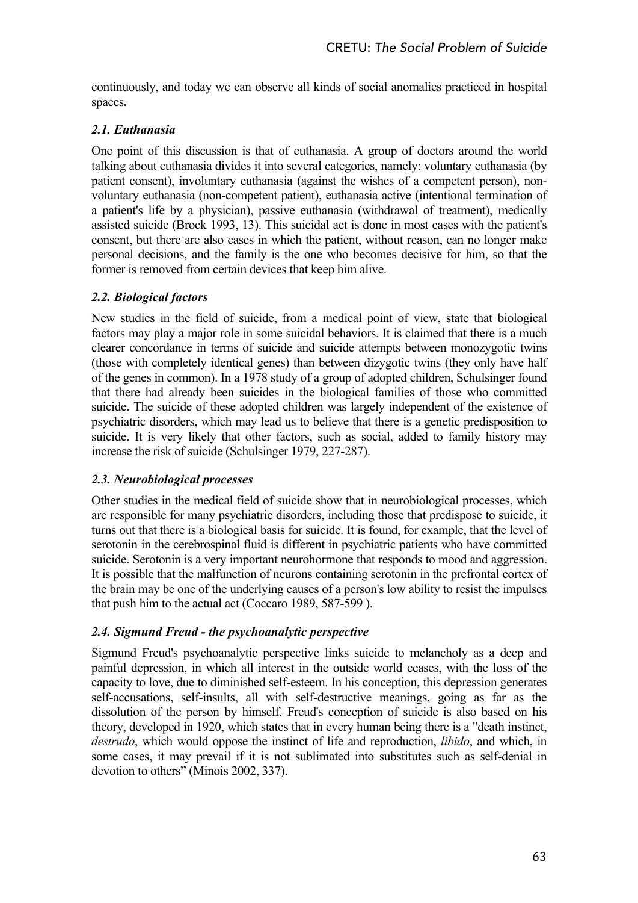continuously, and today we can observe all kinds of social anomalies practiced in hospital spaces**.**

### *2.1. Euthanasia*

One point of this discussion is that of euthanasia. A group of doctors around the world talking about euthanasia divides it into several categories, namely: voluntary euthanasia (by patient consent), involuntary euthanasia (against the wishes of a competent person), non-voluntary euthanasia (non-competent patient), euthanasia active (intentional termination of a patient's life by a physician), passive euthanasia (withdrawal of treatment), medically assisted suicide (Brock 1993, 13). This suicidal act is done in most cases with the patient's consent, but there are also cases in which the patient, without reason, can no longer make personal decisions, and the family is the one who becomes decisive for him, so that the former is removed from certain devices that keep him alive.

### *2.2. Biological factors*

New studies in the field of suicide, from a medical point of view, state that biological factors may play a major role in some suicidal behaviors. It is claimed that there is a much clearer concordance in terms of suicide and suicide attempts between monozygotic twins (those with completely identical genes) than between dizygotic twins (they only have half of the genes in common). In a 1978 study of a group of adopted children, Schulsinger found that there had already been suicides in the biological families of those who committed suicide. The suicide of these adopted children was largely independent of the existence of psychiatric disorders, which may lead us to believe that there is a genetic predisposition to suicide. It is very likely that other factors, such as social, added to family history may increase the risk of suicide (Schulsinger 1979, 227-287).

### *2.3. Neurobiological processes*

Other studies in the medical field of suicide show that in neurobiological processes, which are responsible for many psychiatric disorders, including those that predispose to suicide, it turns out that there is a biological basis for suicide. It is found, for example, that the level of serotonin in the cerebrospinal fluid is different in psychiatric patients who have committed suicide. Serotonin is a very important neurohormone that responds to mood and aggression. It is possible that the malfunction of neurons containing serotonin in the prefrontal cortex of the brain may be one of the underlying causes of a person's low ability to resist the impulses that push him to the actual act (Coccaro 1989, 587-599 ).

### *2.4. Sigmund Freud - the psychoanalytic perspective*

Sigmund Freud's psychoanalytic perspective links suicide to melancholy as a deep and painful depression, in which all interest in the outside world ceases, with the loss of the capacity to love, due to diminished self-esteem. In his conception, this depression generates self-accusations, self-insults, all with self-destructive meanings, going as far as the dissolution of the person by himself. Freud's conception of suicide is also based on his theory, developed in 1920, which states that in every human being there is a "death instinct, *destrudo*, which would oppose the instinct of life and reproduction, *libido*, and which, in some cases, it may prevail if it is not sublimated into substitutes such as self-denial in devotion to others" (Minois 2002, 337).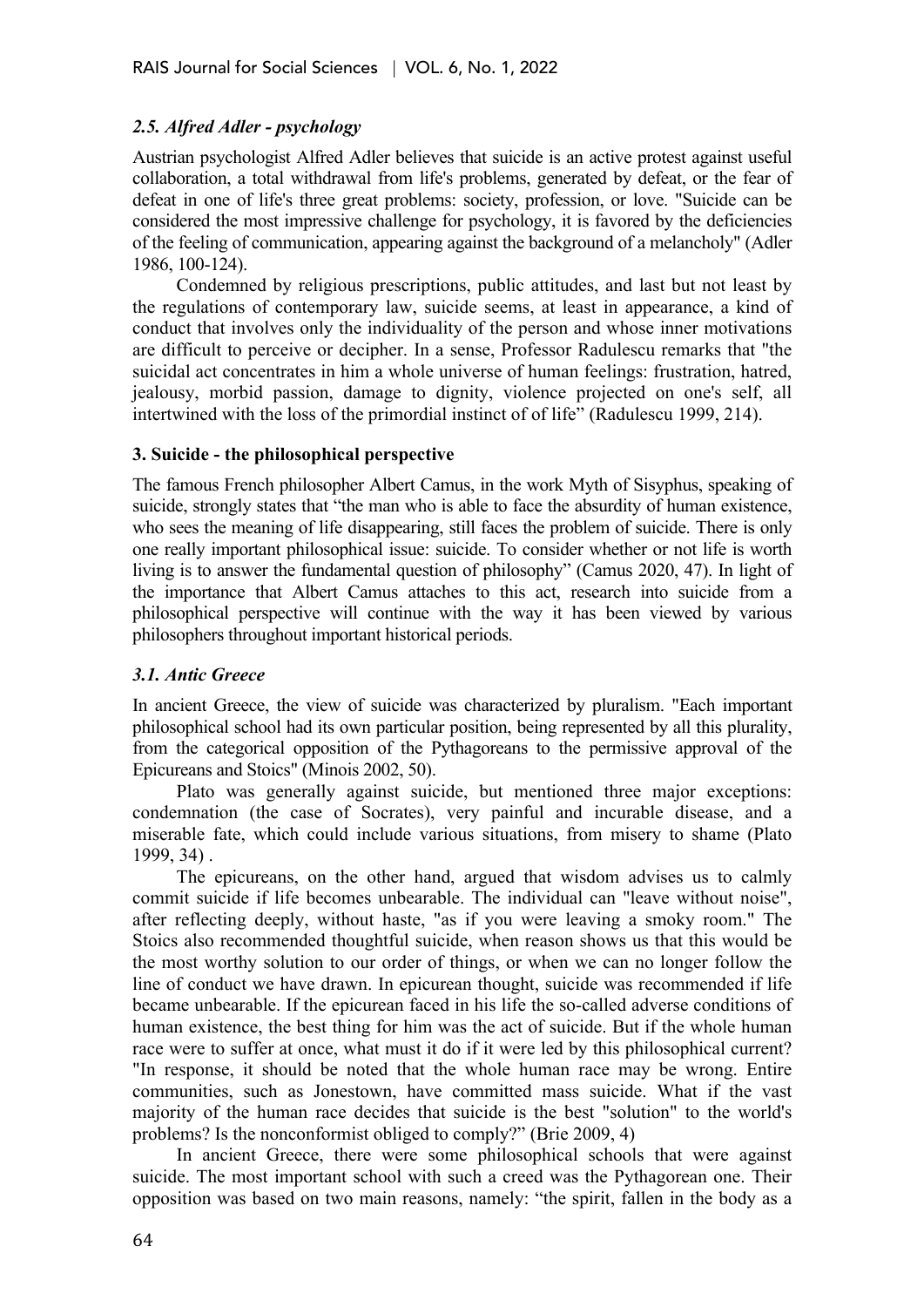### *2.5. Alfred Adler - psychology*

Austrian psychologist Alfred Adler believes that suicide is an active protest against useful collaboration, a total withdrawal from life's problems, generated by defeat, or the fear of defeat in one of life's three great problems: society, profession, or love. "Suicide can be considered the most impressive challenge for psychology, it is favored by the deficiencies of the feeling of communication, appearing against the background of a melancholy" (Adler 1986, 100-124).

Condemned by religious prescriptions, public attitudes, and last but not least by the regulations of contemporary law, suicide seems, at least in appearance, a kind of conduct that involves only the individuality of the person and whose inner motivations are difficult to perceive or decipher. In a sense, Professor Radulescu remarks that "the suicidal act concentrates in him a whole universe of human feelings: frustration, hatred, jealousy, morbid passion, damage to dignity, violence projected on one's self, all intertwined with the loss of the primordial instinct of of life" (Radulescu 1999, 214).

## 3. Suicide - the philosophical perspective

The famous French philosopher Albert Camus, in the work Myth of Sisyphus, speaking of suicide, strongly states that "the man who is able to face the absurdity of human existence, who sees the meaning of life disappearing, still faces the problem of suicide. There is only one really important philosophical issue: suicide. To consider whether or not life is worth living is to answer the fundamental question of philosophy" (Camus 2020, 47). In light of the importance that Albert Camus attaches to this act, research into suicide from a philosophical perspective will continue with the way it has been viewed by various philosophers throughout important historical periods.

### *3.1. Antic Greece*

In ancient Greece, the view of suicide was characterized by pluralism. "Each important philosophical school had its own particular position, being represented by all this plurality, from the categorical opposition of the Pythagoreans to the permissive approval of the Epicureans and Stoics" (Minois 2002, 50).

Plato was generally against suicide, but mentioned three major exceptions: condemnation (the case of Socrates), very painful and incurable disease, and a miserable fate, which could include various situations, from misery to shame (Plato 1999, 34) .

The epicureans, on the other hand, argued that wisdom advises us to calmly commit suicide if life becomes unbearable. The individual can "leave without noise", after reflecting deeply, without haste, "as if you were leaving a smoky room." The Stoics also recommended thoughtful suicide, when reason shows us that this would be the most worthy solution to our order of things, or when we can no longer follow the line of conduct we have drawn. In epicurean thought, suicide was recommended if life became unbearable. If the epicurean faced in his life the so-called adverse conditions of human existence, the best thing for him was the act of suicide. But if the whole human race were to suffer at once, what must it do if it were led by this philosophical current? "In response, it should be noted that the whole human race may be wrong. Entire communities, such as Jonestown, have committed mass suicide. What if the vast majority of the human race decides that suicide is the best "solution" to the world's problems? Is the nonconformist obliged to comply?" (Brie 2009, 4)

In ancient Greece, there were some philosophical schools that were against suicide. The most important school with such a creed was the Pythagorean one. Their opposition was based on two main reasons, namely: "the spirit, fallen in the body as a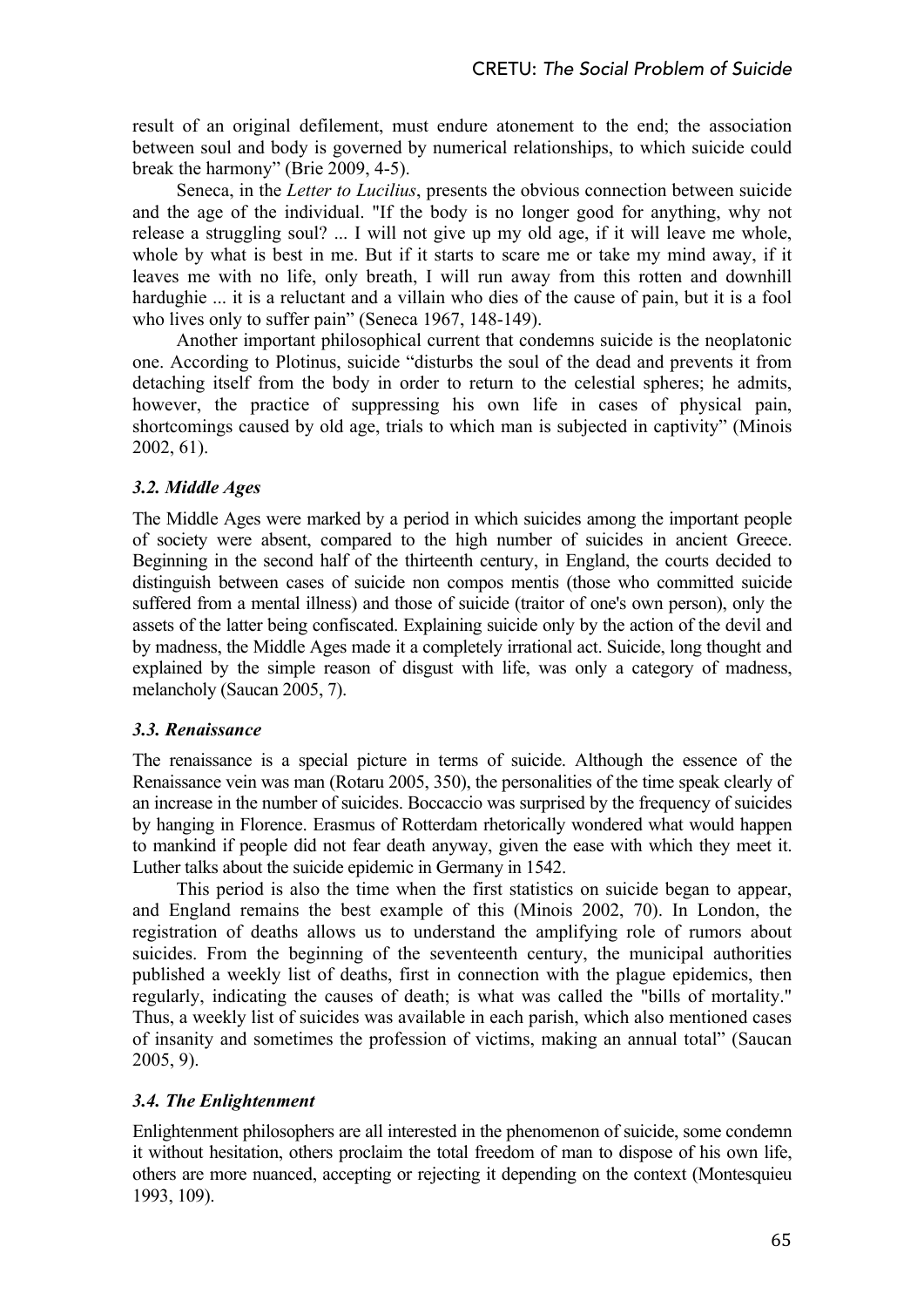result of an original defilement, must endure atonement to the end; the association between soul and body is governed by numerical relationships, to which suicide could break the harmony" (Brie 2009, 4-5).

Seneca, in the *Letter to Lucilius*, presents the obvious connection between suicide and the age of the individual. "If the body is no longer good for anything, why not release a struggling soul? ... I will not give up my old age, if it will leave me whole, whole by what is best in me. But if it starts to scare me or take my mind away, if it leaves me with no life, only breath, I will run away from this rotten and downhill hardughie ... it is a reluctant and a villain who dies of the cause of pain, but it is a fool who lives only to suffer pain" (Seneca 1967, 148-149).

Another important philosophical current that condemns suicide is the neoplatonic one. According to Plotinus, suicide "disturbs the soul of the dead and prevents it from detaching itself from the body in order to return to the celestial spheres; he admits, however, the practice of suppressing his own life in cases of physical pain, shortcomings caused by old age, trials to which man is subjected in captivity" (Minois 2002, 61).

### *3.2. Middle Ages*

The Middle Ages were marked by a period in which suicides among the important people of society were absent, compared to the high number of suicides in ancient Greece. Beginning in the second half of the thirteenth century, in England, the courts decided to distinguish between cases of suicide non compos mentis (those who committed suicide suffered from a mental illness) and those of suicide (traitor of one's own person), only the assets of the latter being confiscated. Explaining suicide only by the action of the devil and by madness, the Middle Ages made it a completely irrational act. Suicide, long thought and explained by the simple reason of disgust with life, was only a category of madness, melancholy (Saucan 2005, 7).

### *3.3. Renaissance*

The renaissance is a special picture in terms of suicide. Although the essence of the Renaissance vein was man (Rotaru 2005, 350), the personalities of the time speak clearly of an increase in the number of suicides. Boccaccio was surprised by the frequency of suicides by hanging in Florence. Erasmus of Rotterdam rhetorically wondered what would happen to mankind if people did not fear death anyway, given the ease with which they meet it. Luther talks about the suicide epidemic in Germany in 1542.

This period is also the time when the first statistics on suicide began to appear, and England remains the best example of this (Minois 2002, 70). In London, the registration of deaths allows us to understand the amplifying role of rumors about suicides. From the beginning of the seventeenth century, the municipal authorities published a weekly list of deaths, first in connection with the plague epidemics, then regularly, indicating the causes of death; is what was called the "bills of mortality." Thus, a weekly list of suicides was available in each parish, which also mentioned cases of insanity and sometimes the profession of victims, making an annual total" (Saucan 2005, 9).

### *3.4. The Enlightenment*

Enlightenment philosophers are all interested in the phenomenon of suicide, some condemn it without hesitation, others proclaim the total freedom of man to dispose of his own life, others are more nuanced, accepting or rejecting it depending on the context (Montesquieu 1993, 109).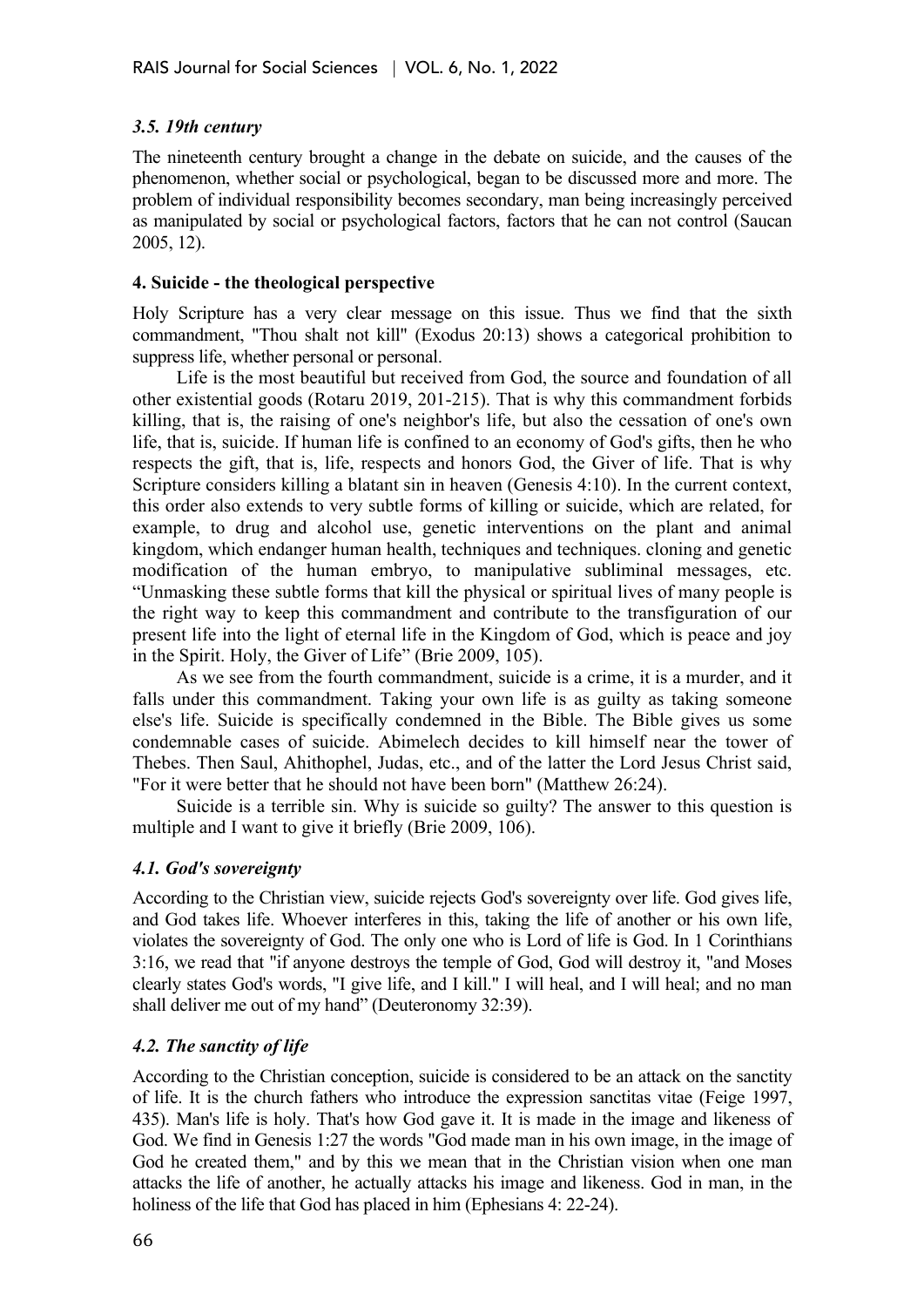### *3.5. 19th century*

The nineteenth century brought a change in the debate on suicide, and the causes of the phenomenon, whether social or psychological, began to be discussed more and more. The problem of individual responsibility becomes secondary, man being increasingly perceived as manipulated by social or psychological factors, factors that he can not control (Saucan 2005, 12).

## 4. Suicide - the theological perspective

Holy Scripture has a very clear message on this issue. Thus we find that the sixth commandment, "Thou shalt not kill" (Exodus 20:13) shows a categorical prohibition to suppress life, whether personal or personal.

Life is the most beautiful but received from God, the source and foundation of all other existential goods (Rotaru 2019, 201-215). That is why this commandment forbids killing, that is, the raising of one's neighbor's life, but also the cessation of one's own life, that is, suicide. If human life is confined to an economy of God's gifts, then he who respects the gift, that is, life, respects and honors God, the Giver of life. That is why Scripture considers killing a blatant sin in heaven (Genesis 4:10). In the current context, this order also extends to very subtle forms of killing or suicide, which are related, for example, to drug and alcohol use, genetic interventions on the plant and animal kingdom, which endanger human health, techniques and techniques. cloning and genetic modification of the human embryo, to manipulative subliminal messages, etc. "Unmasking these subtle forms that kill the physical or spiritual lives of many people is the right way to keep this commandment and contribute to the transfiguration of our present life into the light of eternal life in the Kingdom of God, which is peace and joy in the Spirit. Holy, the Giver of Life" (Brie 2009, 105).

As we see from the fourth commandment, suicide is a crime, it is a murder, and it falls under this commandment. Taking your own life is as guilty as taking someone else's life. Suicide is specifically condemned in the Bible. The Bible gives us some condemnable cases of suicide. Abimelech decides to kill himself near the tower of Thebes. Then Saul, Ahithophel, Judas, etc., and of the latter the Lord Jesus Christ said, "For it were better that he should not have been born" (Matthew 26:24).

Suicide is a terrible sin. Why is suicide so guilty? The answer to this question is multiple and I want to give it briefly (Brie 2009, 106).

### *4.1. God's sovereignty*

According to the Christian view, suicide rejects God's sovereignty over life. God gives life, and God takes life. Whoever interferes in this, taking the life of another or his own life, violates the sovereignty of God. The only one who is Lord of life is God. In 1 Corinthians 3:16, we read that "if anyone destroys the temple of God, God will destroy it, "and Moses clearly states God's words, "I give life, and I kill." I will heal, and I will heal; and no man shall deliver me out of my hand" (Deuteronomy 32:39).

### *4.2. The sanctity of life*

According to the Christian conception, suicide is considered to be an attack on the sanctity of life. It is the church fathers who introduce the expression sanctitas vitae (Feige 1997, 435). Man's life is holy. That's how God gave it. It is made in the image and likeness of God. We find in Genesis 1:27 the words "God made man in his own image, in the image of God he created them," and by this we mean that in the Christian vision when one man attacks the life of another, he actually attacks his image and likeness. God in man, in the holiness of the life that God has placed in him (Ephesians 4: 22-24).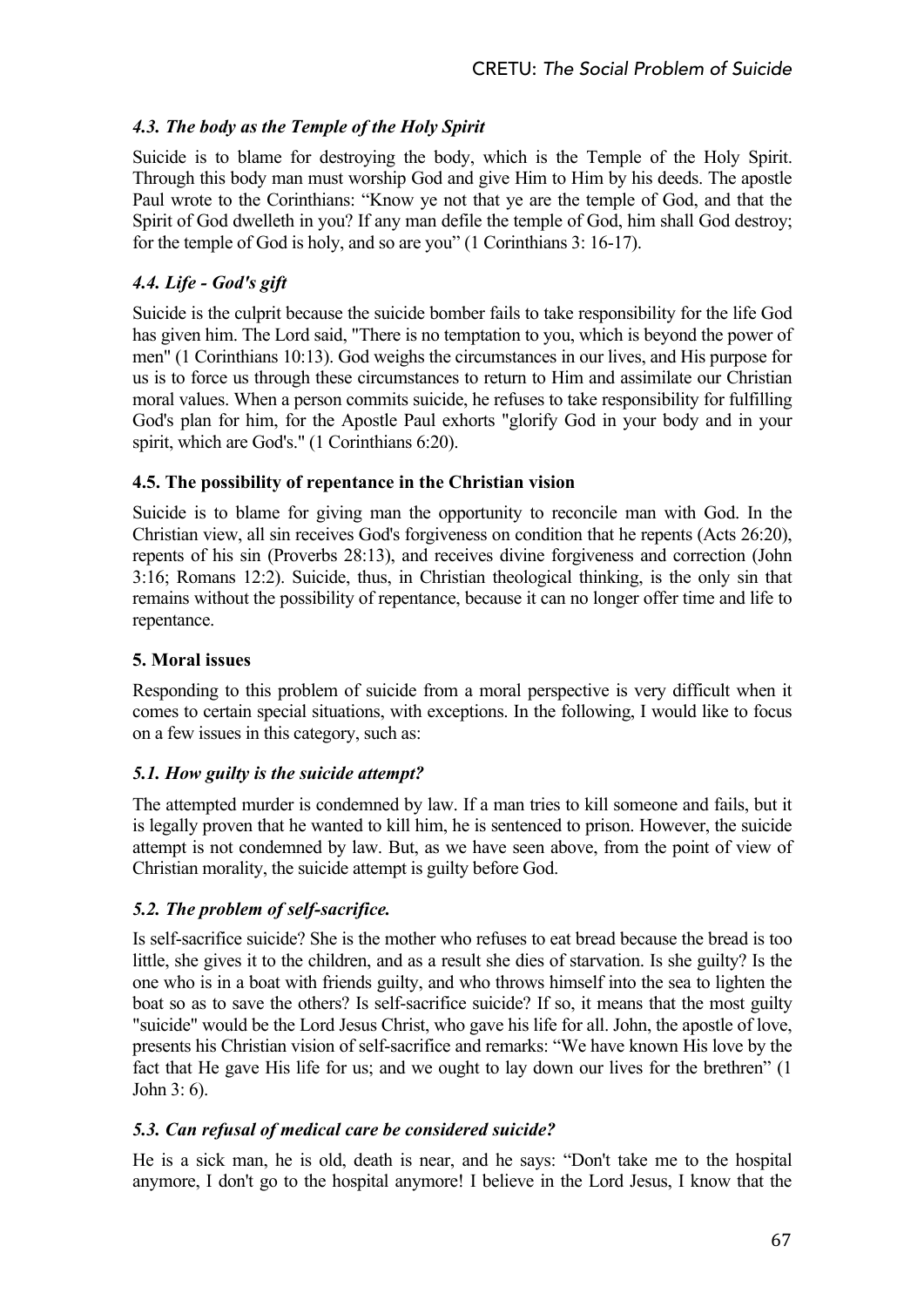### *4.3. The body as the Temple of the Holy Spirit*

Suicide is to blame for destroying the body, which is the Temple of the Holy Spirit. Through this body man must worship God and give Him to Him by his deeds. The apostle Paul wrote to the Corinthians: "Know ye not that ye are the temple of God, and that the Spirit of God dwelleth in you? If any man defile the temple of God, him shall God destroy; for the temple of God is holy, and so are you" (1 Corinthians 3: 16-17).

### *4.4. Life - God's gift*

Suicide is the culprit because the suicide bomber fails to take responsibility for the life God has given him. The Lord said, "There is no temptation to you, which is beyond the power of men" (1 Corinthians 10:13). God weighs the circumstances in our lives, and His purpose for us is to force us through these circumstances to return to Him and assimilate our Christian moral values. When a person commits suicide, he refuses to take responsibility for fulfilling God's plan for him, for the Apostle Paul exhorts "glorify God in your body and in your spirit, which are God's." (1 Corinthians 6:20).

### **4.5. The possibility of repentance in the Christian vision**

Suicide is to blame for giving man the opportunity to reconcile man with God. In the Christian view, all sin receives God's forgiveness on condition that he repents (Acts 26:20), repents of his sin (Proverbs 28:13), and receives divine forgiveness and correction (John 3:16; Romans 12:2). Suicide, thus, in Christian theological thinking, is the only sin that remains without the possibility of repentance, because it can no longer offer time and life to repentance.

## **5. Moral issues**

Responding to this problem of suicide from a moral perspective is very difficult when it comes to certain special situations, with exceptions. In the following, I would like to focus on a few issues in this category, such as:

### *5.1. How guilty is the suicide attempt?*

The attempted murder is condemned by law. If a man tries to kill someone and fails, but it is legally proven that he wanted to kill him, he is sentenced to prison. However, the suicide attempt is not condemned by law. But, as we have seen above, from the point of view of Christian morality, the suicide attempt is guilty before God.

### *5.2. The problem of self-sacrifice.*

Is self-sacrifice suicide? She is the mother who refuses to eat bread because the bread is too little, she gives it to the children, and as a result she dies of starvation. Is she guilty? Is the one who is in a boat with friends guilty, and who throws himself into the sea to lighten the boat so as to save the others? Is self-sacrifice suicide? If so, it means that the most guilty "suicide" would be the Lord Jesus Christ, who gave his life for all. John, the apostle of love, presents his Christian vision of self-sacrifice and remarks: "We have known His love by the fact that He gave His life for us; and we ought to lay down our lives for the brethren" (1 John 3: 6).

### *5.3. Can refusal of medical care be considered suicide?*

He is a sick man, he is old, death is near, and he says: "Don't take me to the hospital anymore, I don't go to the hospital anymore! I believe in the Lord Jesus, I know that the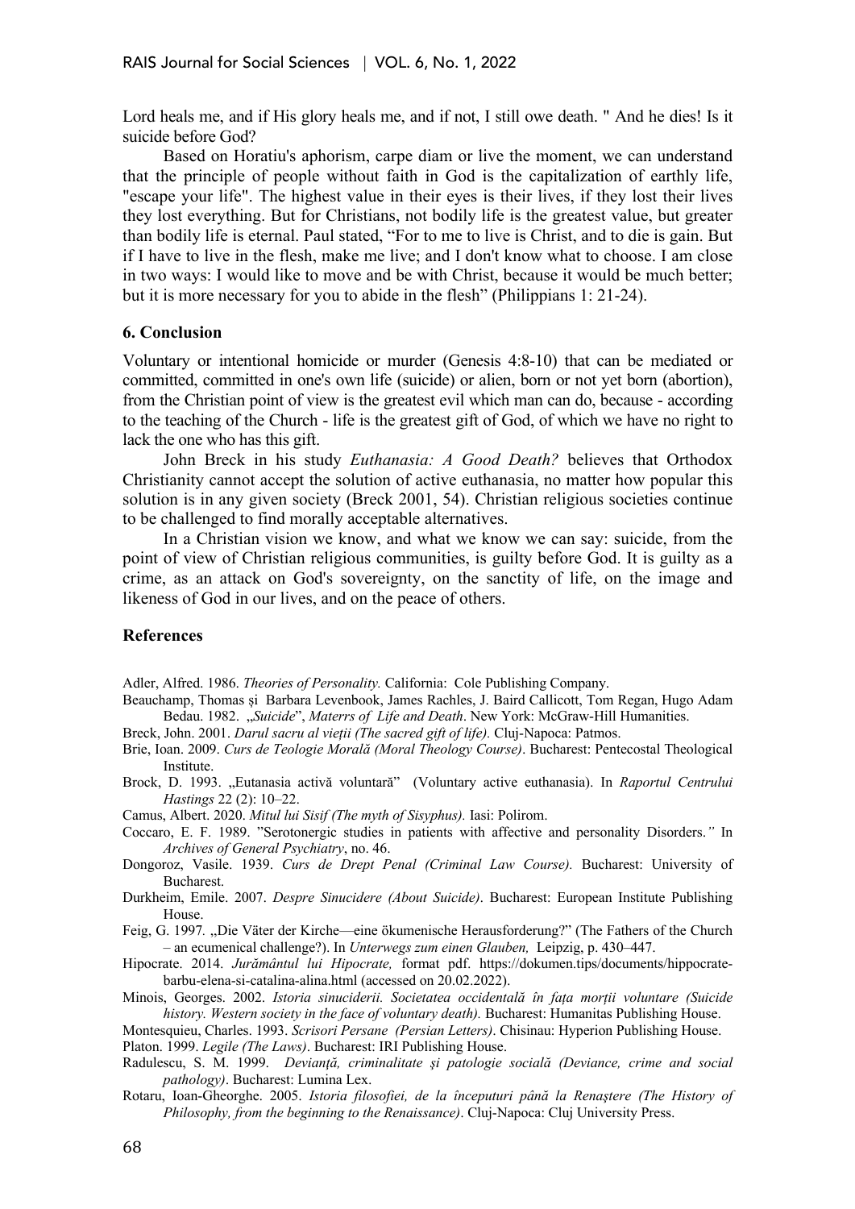Lord heals me, and if His glory heals me, and if not, I still owe death. " And he dies! Is it suicide before God?

Based on Horatiu's aphorism, carpe diam or live the moment, we can understand that the principle of people without faith in God is the capitalization of earthly life, "escape your life". The highest value in their eyes is their lives, if they lost their lives they lost everything. But for Christians, not bodily life is the greatest value, but greater than bodily life is eternal. Paul stated, "For to me to live is Christ, and to die is gain. But if I have to live in the flesh, make me live; and I don't know what to choose. I am close in two ways: I would like to move and be with Christ, because it would be much better; but it is more necessary for you to abide in the flesh" (Philippians 1: 21-24).

## 6. Conclusion

Voluntary or intentional homicide or murder (Genesis 4:8-10) that can be mediated or committed, committed in one's own life (suicide) or alien, born or not yet born (abortion), from the Christian point of view is the greatest evil which man can do, because - according to the teaching of the Church - life is the greatest gift of God, of which we have no right to lack the one who has this gift.

John Breck in his study *Euthanasia: A Good Death?* believes that Orthodox Christianity cannot accept the solution of active euthanasia, no matter how popular this solution is in any given society (Breck 2001, 54). Christian religious societies continue to be challenged to find morally acceptable alternatives.

In a Christian vision we know, and what we know we can say: suicide, from the point of view of Christian religious communities, is guilty before God. It is guilty as a crime, as an attack on God's sovereignty, on the sanctity of life, on the image and likeness of God in our lives, and on the peace of others.

## References

Adler, Alfred. 1986. *Theories of Personality.* California: Cole Publishing Company.

Beauchamp, Thomas și Barbara Levenbook, James Rachles, J. Baird Callicott, Tom Regan, Hugo Adam Bedau. 1982. „*Suicide*", *Materrs of Life and Death*. New York: McGraw-Hill Humanities.

Breck, John. 2001. *Darul sacru al vieții (The sacred gift of life).* Cluj-Napoca: Patmos.

Brie, Ioan. 2009. *Curs de Teologie Morală (Moral Theology Course)*. Bucharest: Pentecostal Theological Institute.

Brock, D. 1993. „Eutanasia activă voluntară" (Voluntary active euthanasia). In *Raportul Centrului Hastings* 22 (2): 10–22.

Camus, Albert. 2020. *Mitul lui Sisif (The myth of Sisyphus).* Iasi: Polirom.

Coccaro, E. F. 1989. "Serotonergic studies in patients with affective and personality Disorders.*"* In *Archives of General Psychiatry*, no. 46.

Dongoroz, Vasile. 1939. *Curs de Drept Penal (Criminal Law Course).* Bucharest: University of Bucharest.

Durkheim, Emile. 2007. *Despre Sinucidere (About Suicide)*. Bucharest: European Institute Publishing House.

Feig, G. 1997*.* „Die Väter der Kirche—eine ökumenische Herausforderung?" (The Fathers of the Church – an ecumenical challenge?). In *Unterwegs zum einen Glauben,* Leipzig, p. 430–447.

Hipocrate. 2014. *Jurământul lui Hipocrate,* format pdf. https://dokumen.tips/documents/hippocrate-barbu-elena-si-catalina-alina.html (accessed on 20.02.2022).

Minois, Georges. 2002. *Istoria sinuciderii. Societatea occidentală în fața morții voluntare (Suicide history. Western society in the face of voluntary death).* Bucharest: Humanitas Publishing House.

Montesquieu, Charles. 1993. *Scrisori Persane (Persian Letters)*. Chisinau: Hyperion Publishing House.

Platon. 1999. *Legile (The Laws)*. Bucharest: IRI Publishing House.

Radulescu, S. M. 1999. *Devianță, criminalitate și patologie socială (Deviance, crime and social pathology)*. Bucharest: Lumina Lex.

Rotaru, Ioan-Gheorghe. 2005. *Istoria filosofiei, de la începuturi până la Renaștere (The History of Philosophy, from the beginning to the Renaissance)*. Cluj-Napoca: Cluj University Press.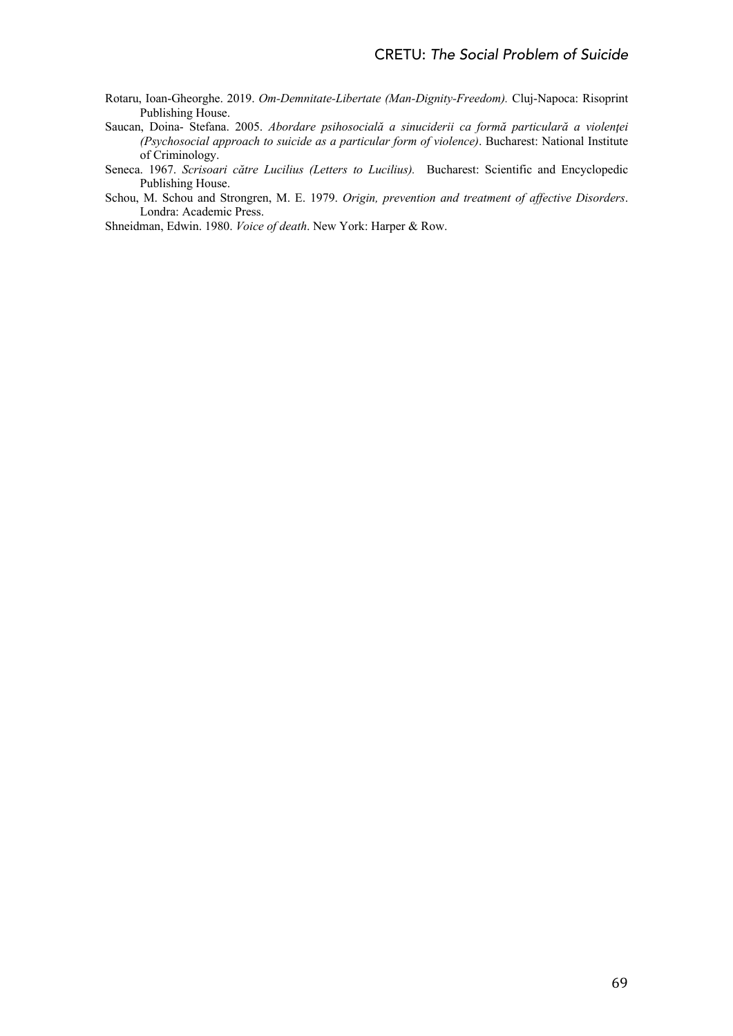Rotaru, Ioan-Gheorghe. 2019. *Om-Demnitate-Libertate (Man-Dignity-Freedom).* Cluj-Napoca: Risoprint Publishing House.

Saucan, Doina- Stefana. 2005. *Abordare psihosocială a sinuciderii ca formă particulară a violenţei (Psychosocial approach to suicide as a particular form of violence)*. Bucharest: National Institute of Criminology.

Seneca. 1967. *Scrisoari către Lucilius (Letters to Lucilius).* Bucharest: Scientific and Encyclopedic Publishing House.

Schou, M. Schou and Strongren, M. E. 1979. *Origin, prevention and treatment of affective Disorders*. Londra: Academic Press.

Shneidman, Edwin. 1980. *Voice of death*. New York: Harper & Row.